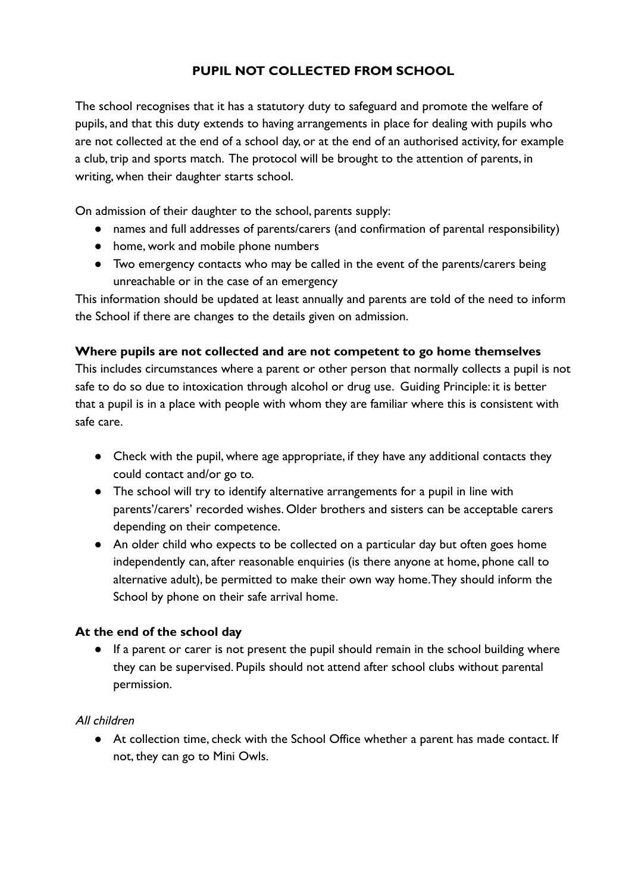# PUPIL NOT COLLECTED FROM SCHOOL

The school recognises that it has a statutory duty to safeguard and promote the welfare of pupils, and that this duty extends to having arrangements in place for dealing with pupils who are not collected at the end of a school day, or at the end of an authorised activity, for example a club, trip and sports match. The protocol will be brought to the attention of parents, in writing, when their daughter starts school.

On admission of their daughter to the school, parents supply:

- names and full addresses of parents/carers (and confirmation of parental responsibility)
- home, work and mobile phone numbers
- Two emergency contacts who may be called in the event of the parents/carers being unreachable or in the case of an emergency

This information should be updated at least annually and parents are told of the need to inform the School if there are changes to the details given on admission.

**Where pupils are not collected and are not competent to go home themselves**

This includes circumstances where a parent or other person that normally collects a pupil is not safe to do so due to intoxication through alcohol or drug use. Guiding Principle: it is better that a pupil is in a place with people with whom they are familiar where this is consistent with safe care.

- Check with the pupil, where age appropriate, if they have any additional contacts they could contact and/or go to.
- The school will try to identify alternative arrangements for a pupil in line with parents'/carers' recorded wishes. Older brothers and sisters can be acceptable carers depending on their competence.
- An older child who expects to be collected on a particular day but often goes home independently can, after reasonable enquiries (is there anyone at home, phone call to alternative adult), be permitted to make their own way home. They should inform the School by phone on their safe arrival home.

**At the end of the school day**

- If a parent or carer is not present the pupil should remain in the school building where they can be supervised. Pupils should not attend after school clubs without parental permission.

*All children*

- At collection time, check with the School Office whether a parent has made contact. If not, they can go to Mini Owls.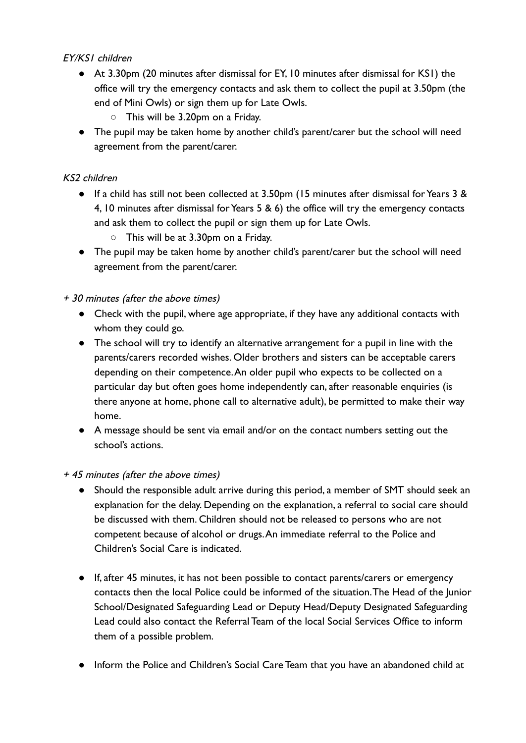*EY/KS1 children*

- At 3.30pm (20 minutes after dismissal for EY, 10 minutes after dismissal for KS1) the office will try the emergency contacts and ask them to collect the pupil at 3.50pm (the end of Mini Owls) or sign them up for Late Owls.
    - This will be 3.20pm on a Friday.
- The pupil may be taken home by another child's parent/carer but the school will need agreement from the parent/carer.

*KS2 children*

- If a child has still not been collected at 3.50pm (15 minutes after dismissal for Years 3 & 4, 10 minutes after dismissal for Years 5 & 6) the office will try the emergency contacts and ask them to collect the pupil or sign them up for Late Owls.
    - This will be at 3.30pm on a Friday.
- The pupil may be taken home by another child's parent/carer but the school will need agreement from the parent/carer.

*+ 30 minutes (after the above times)*

- Check with the pupil, where age appropriate, if they have any additional contacts with whom they could go.
- The school will try to identify an alternative arrangement for a pupil in line with the parents/carers recorded wishes. Older brothers and sisters can be acceptable carers depending on their competence. An older pupil who expects to be collected on a particular day but often goes home independently can, after reasonable enquiries (is there anyone at home, phone call to alternative adult), be permitted to make their way home.
- A message should be sent via email and/or on the contact numbers setting out the school's actions.

*+ 45 minutes (after the above times)*

- Should the responsible adult arrive during this period, a member of SMT should seek an explanation for the delay. Depending on the explanation, a referral to social care should be discussed with them. Children should not be released to persons who are not competent because of alcohol or drugs. An immediate referral to the Police and Children's Social Care is indicated.

- If, after 45 minutes, it has not been possible to contact parents/carers or emergency contacts then the local Police could be informed of the situation. The Head of the Junior School/Designated Safeguarding Lead or Deputy Head/Deputy Designated Safeguarding Lead could also contact the Referral Team of the local Social Services Office to inform them of a possible problem.

- Inform the Police and Children's Social Care Team that you have an abandoned child at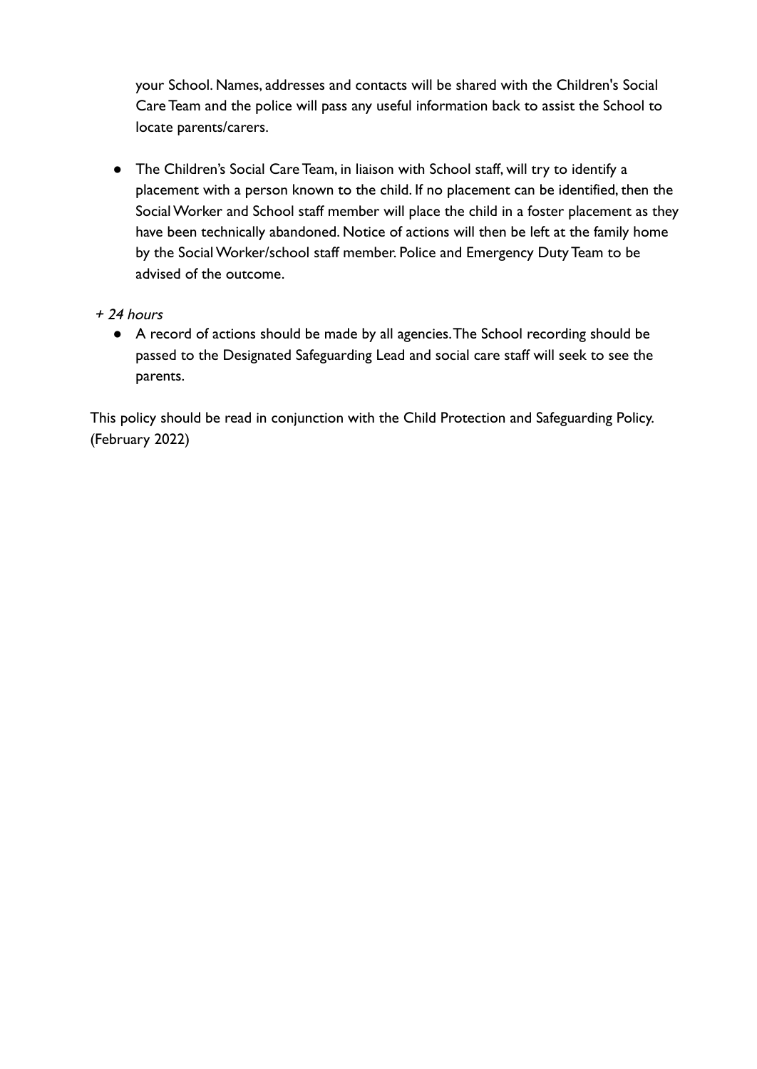your School. Names, addresses and contacts will be shared with the Children's Social Care Team and the police will pass any useful information back to assist the School to locate parents/carers.

- The Children's Social Care Team, in liaison with School staff, will try to identify a placement with a person known to the child. If no placement can be identified, then the Social Worker and School staff member will place the child in a foster placement as they have been technically abandoned. Notice of actions will then be left at the family home by the Social Worker/school staff member. Police and Emergency Duty Team to be advised of the outcome.

*+ 24 hours*

- A record of actions should be made by all agencies. The School recording should be passed to the Designated Safeguarding Lead and social care staff will seek to see the parents.

This policy should be read in conjunction with the Child Protection and Safeguarding Policy. (February 2022)